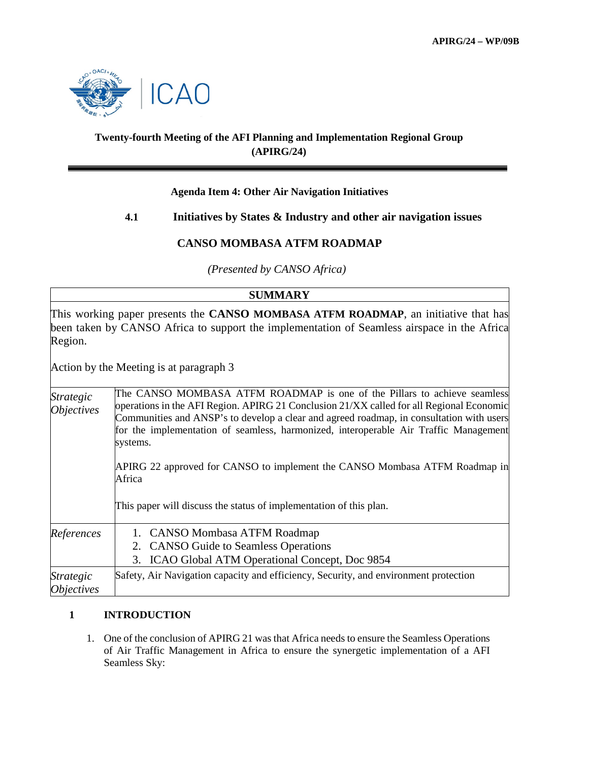APIRG/24 – WP/09B

ICAO

**Twenty-fourth Meeting of the AFI Planning and Implementation Regional Group (APIRG/24)**

**Agenda Item 4: Other Air Navigation Initiatives**

**4.1 Initiatives by States & Industry and other air navigation issues**

**CANSO MOMBASA ATFM ROADMAP**

*(Presented by CANSO Africa)*

| **SUMMARY** | |
|---|---|
| This working paper presents the **CANSO MOMBASA ATFM ROADMAP**, an initiative that has been taken by CANSO Africa to support the implementation of Seamless airspace in the Africa Region.<br><br>Action by the Meeting is at paragraph 3 | |
| *Strategic Objectives* | The CANSO MOMBASA ATFM ROADMAP is one of the Pillars to achieve seamless operations in the AFI Region. APIRG 21 Conclusion 21/XX called for all Regional Economic Communities and ANSP's to develop a clear and agreed roadmap, in consultation with users for the implementation of seamless, harmonized, interoperable Air Traffic Management systems.<br><br>APIRG 22 approved for CANSO to implement the CANSO Mombasa ATFM Roadmap in Africa<br><br>This paper will discuss the status of implementation of this plan. |
| *References* | 1. CANSO Mombasa ATFM Roadmap<br>2. CANSO Guide to Seamless Operations<br>3. ICAO Global ATM Operational Concept, Doc 9854 |
| *Strategic Objectives* | Safety, Air Navigation capacity and efficiency, Security, and environment protection |

## 1 INTRODUCTION

1. One of the conclusion of APIRG 21 was that Africa needs to ensure the Seamless Operations of Air Traffic Management in Africa to ensure the synergetic implementation of a AFI Seamless Sky: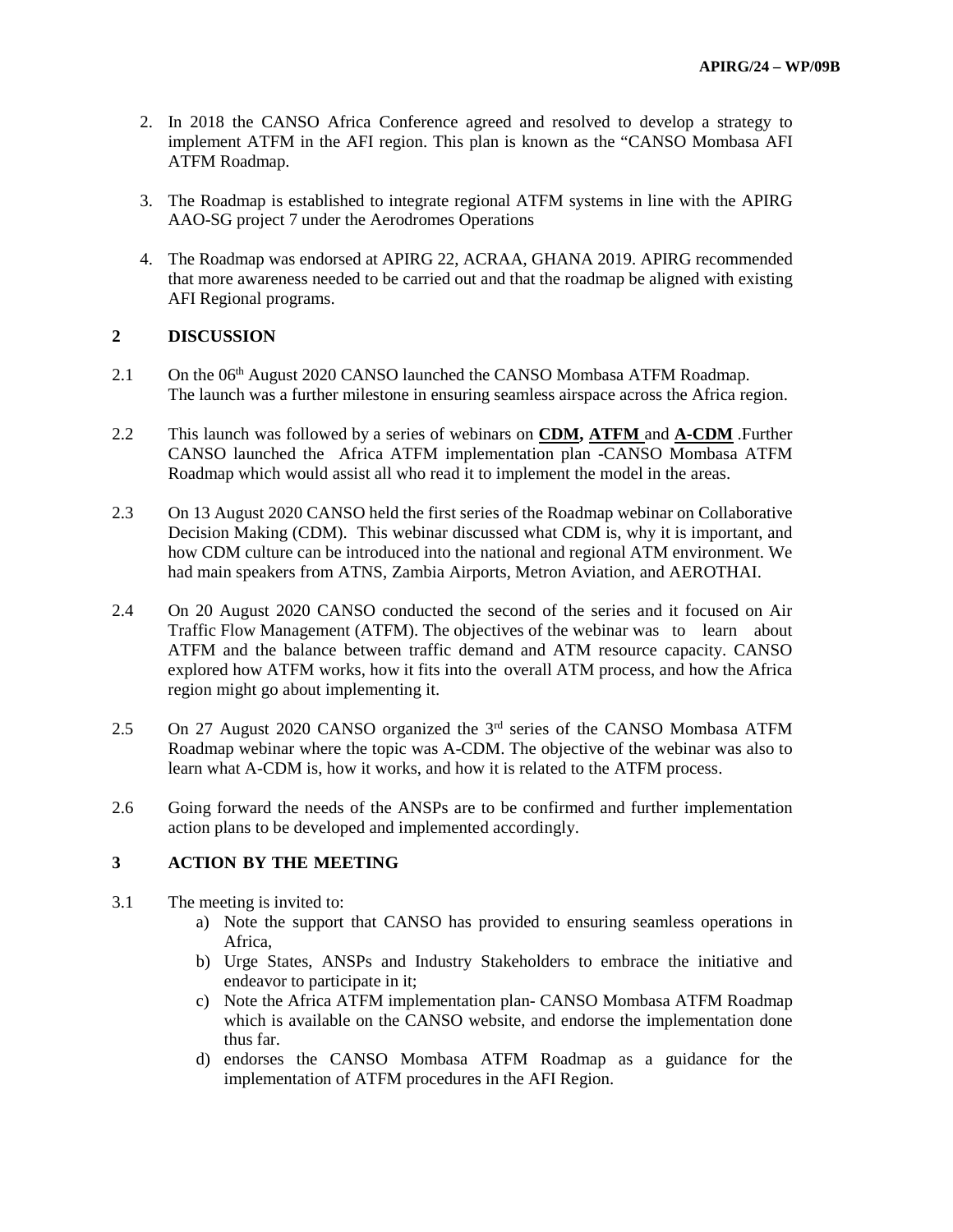2. In 2018 the CANSO Africa Conference agreed and resolved to develop a strategy to implement ATFM in the AFI region. This plan is known as the "CANSO Mombasa AFI ATFM Roadmap.

3. The Roadmap is established to integrate regional ATFM systems in line with the APIRG AAO-SG project 7 under the Aerodromes Operations

4. The Roadmap was endorsed at APIRG 22, ACRAA, GHANA 2019. APIRG recommended that more awareness needed to be carried out and that the roadmap be aligned with existing AFI Regional programs.

## 2 DISCUSSION

2.1 On the 06th August 2020 CANSO launched the CANSO Mombasa ATFM Roadmap. The launch was a further milestone in ensuring seamless airspace across the Africa region.

2.2 This launch was followed by a series of webinars on **CDM, ATFM** and **A-CDM** .Further CANSO launched the Africa ATFM implementation plan -CANSO Mombasa ATFM Roadmap which would assist all who read it to implement the model in the areas.

2.3 On 13 August 2020 CANSO held the first series of the Roadmap webinar on Collaborative Decision Making (CDM). This webinar discussed what CDM is, why it is important, and how CDM culture can be introduced into the national and regional ATM environment. We had main speakers from ATNS, Zambia Airports, Metron Aviation, and AEROTHAI.

2.4 On 20 August 2020 CANSO conducted the second of the series and it focused on Air Traffic Flow Management (ATFM). The objectives of the webinar was to learn about ATFM and the balance between traffic demand and ATM resource capacity. CANSO explored how ATFM works, how it fits into the overall ATM process, and how the Africa region might go about implementing it.

2.5 On 27 August 2020 CANSO organized the 3rd series of the CANSO Mombasa ATFM Roadmap webinar where the topic was A-CDM. The objective of the webinar was also to learn what A-CDM is, how it works, and how it is related to the ATFM process.

2.6 Going forward the needs of the ANSPs are to be confirmed and further implementation action plans to be developed and implemented accordingly.

## 3 ACTION BY THE MEETING

3.1 The meeting is invited to:

a) Note the support that CANSO has provided to ensuring seamless operations in Africa,
b) Urge States, ANSPs and Industry Stakeholders to embrace the initiative and endeavor to participate in it;
c) Note the Africa ATFM implementation plan- CANSO Mombasa ATFM Roadmap which is available on the CANSO website, and endorse the implementation done thus far.
d) endorses the CANSO Mombasa ATFM Roadmap as a guidance for the implementation of ATFM procedures in the AFI Region.